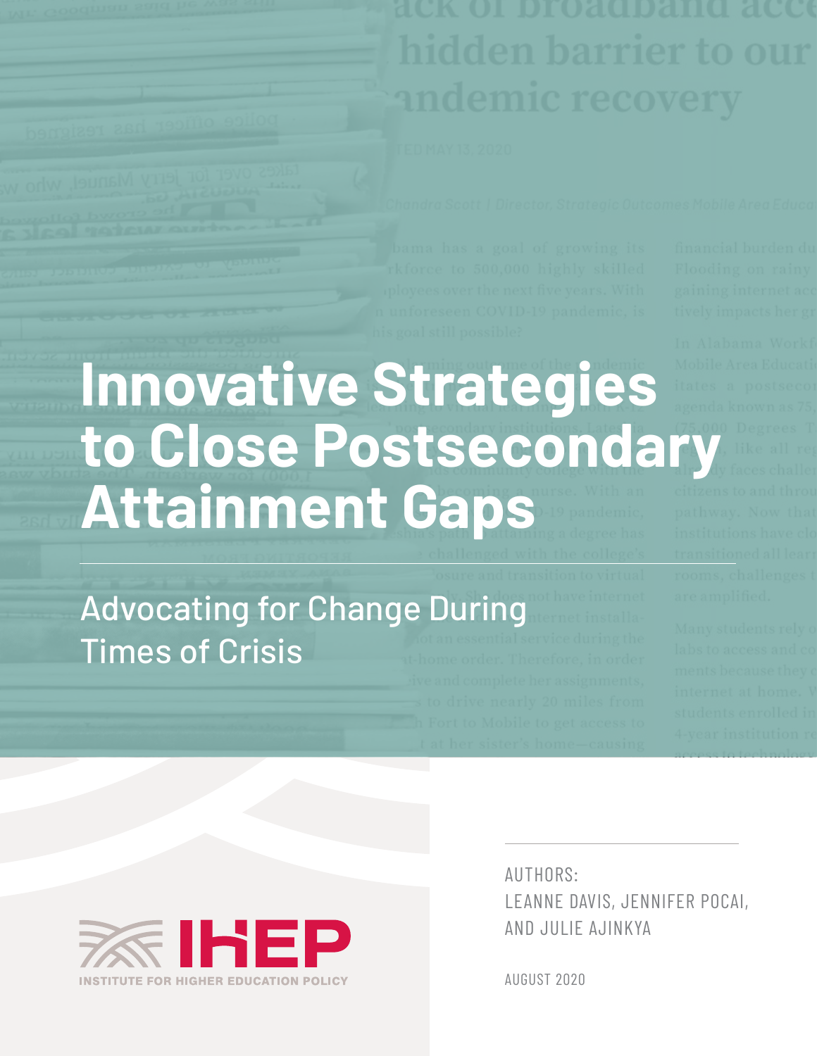# Innovative Strategies to Close Postsecondary Attainment Gaps

## Advocating for Change During Times of Crisis

AUTHORS:
LEANNE DAVIS, JENNIFER POCAI, AND JULIE AJINKYA

AUGUST 2020

IHEP
INSTITUTE FOR HIGHER EDUCATION POLICY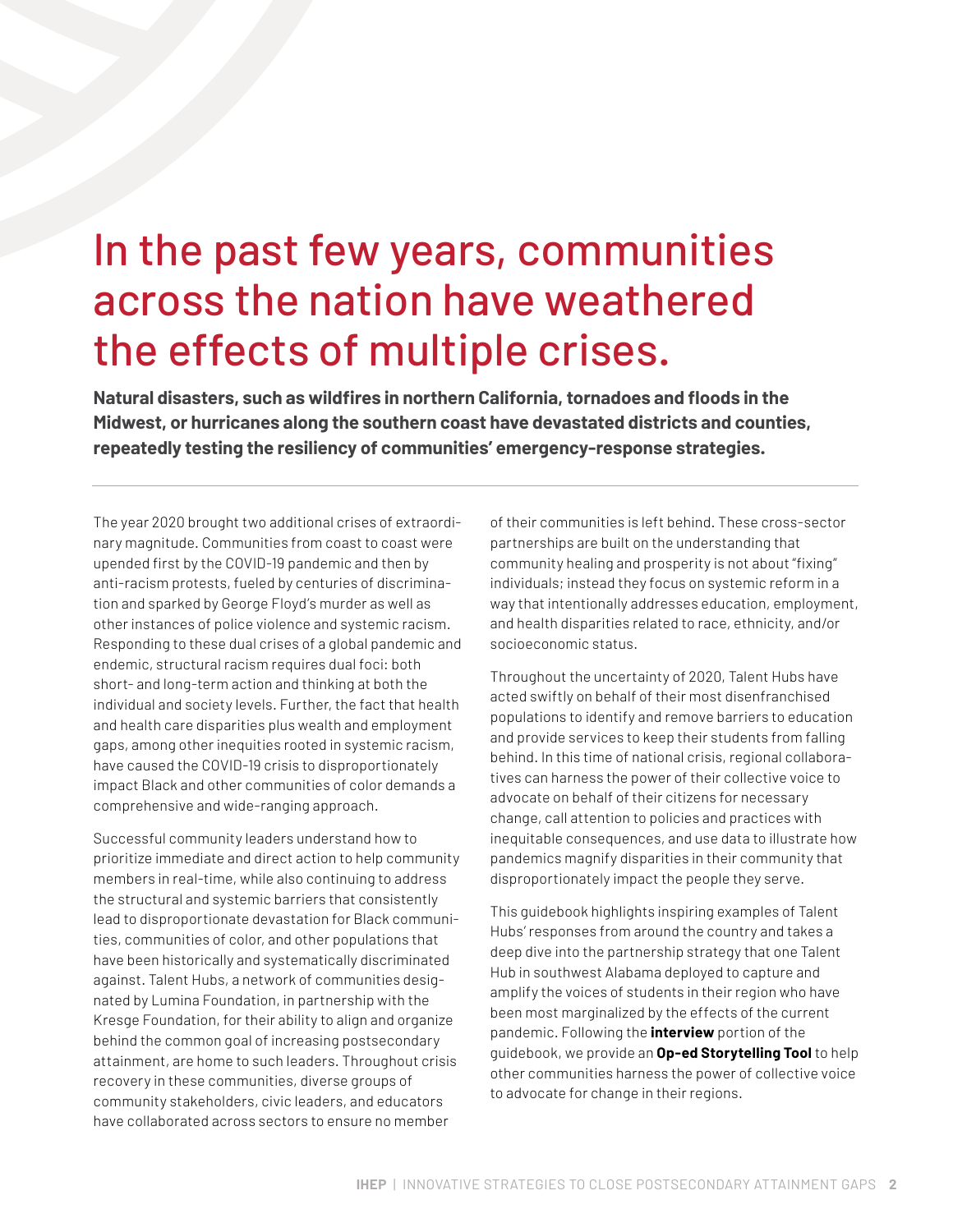# In the past few years, communities across the nation have weathered the effects of multiple crises.

**Natural disasters, such as wildfires in northern California, tornadoes and floods in the Midwest, or hurricanes along the southern coast have devastated districts and counties, repeatedly testing the resiliency of communities' emergency-response strategies.**

---

The year 2020 brought two additional crises of extraordinary magnitude. Communities from coast to coast were upended first by the COVID-19 pandemic and then by anti-racism protests, fueled by centuries of discrimination and sparked by George Floyd's murder as well as other instances of police violence and systemic racism. Responding to these dual crises of a global pandemic and endemic, structural racism requires dual foci: both short- and long-term action and thinking at both the individual and society levels. Further, the fact that health and health care disparities plus wealth and employment gaps, among other inequities rooted in systemic racism, have caused the COVID-19 crisis to disproportionately impact Black and other communities of color demands a comprehensive and wide-ranging approach.

Successful community leaders understand how to prioritize immediate and direct action to help community members in real-time, while also continuing to address the structural and systemic barriers that consistently lead to disproportionate devastation for Black communities, communities of color, and other populations that have been historically and systematically discriminated against. Talent Hubs, a network of communities designated by Lumina Foundation, in partnership with the Kresge Foundation, for their ability to align and organize behind the common goal of increasing postsecondary attainment, are home to such leaders. Throughout crisis recovery in these communities, diverse groups of community stakeholders, civic leaders, and educators have collaborated across sectors to ensure no member of their communities is left behind. These cross-sector partnerships are built on the understanding that community healing and prosperity is not about "fixing" individuals; instead they focus on systemic reform in a way that intentionally addresses education, employment, and health disparities related to race, ethnicity, and/or socioeconomic status.

Throughout the uncertainty of 2020, Talent Hubs have acted swiftly on behalf of their most disenfranchised populations to identify and remove barriers to education and provide services to keep their students from falling behind. In this time of national crisis, regional collaboratives can harness the power of their collective voice to advocate on behalf of their citizens for necessary change, call attention to policies and practices with inequitable consequences, and use data to illustrate how pandemics magnify disparities in their community that disproportionately impact the people they serve.

This guidebook highlights inspiring examples of Talent Hubs' responses from around the country and takes a deep dive into the partnership strategy that one Talent Hub in southwest Alabama deployed to capture and amplify the voices of students in their region who have been most marginalized by the effects of the current pandemic. Following the **interview** portion of the guidebook, we provide an **Op-ed Storytelling Tool** to help other communities harness the power of collective voice to advocate for change in their regions.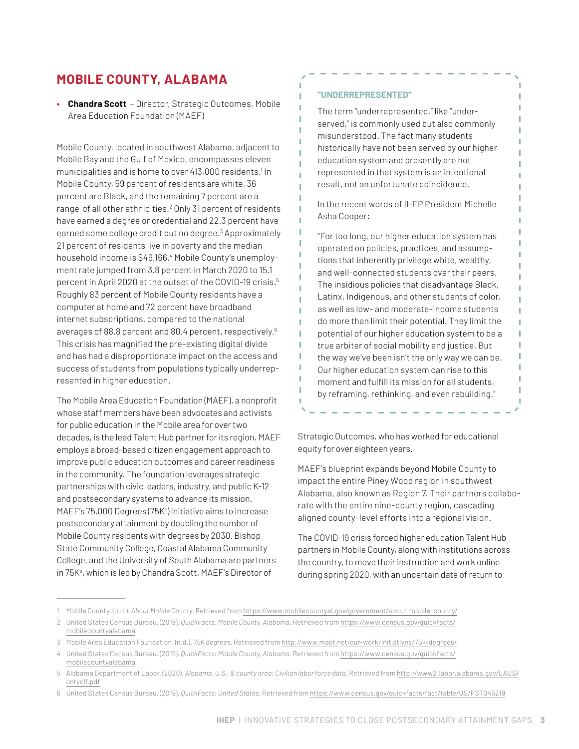## MOBILE COUNTY, ALABAMA

- **Chandra Scott** – Director, Strategic Outcomes, Mobile Area Education Foundation (MAEF)

Mobile County, located in southwest Alabama, adjacent to Mobile Bay and the Gulf of Mexico, encompasses eleven municipalities and is home to over 413,000 residents.[1] In Mobile County, 59 percent of residents are white, 36 percent are Black, and the remaining 7 percent are a range of all other ethnicities.[2] Only 31 percent of residents have earned a degree or credential and 22.3 percent have earned some college credit but no degree.[3] Approximately 21 percent of residents live in poverty and the median household income is $46,166.[4] Mobile County's unemployment rate jumped from 3.8 percent in March 2020 to 15.1 percent in April 2020 at the outset of the COVID-19 crisis.[5] Roughly 83 percent of Mobile County residents have a computer at home and 72 percent have broadband internet subscriptions, compared to the national averages of 88.8 percent and 80.4 percent, respectively.[6] This crisis has magnified the pre-existing digital divide and has had a disproportionate impact on the access and success of students from populations typically underrepresented in higher education.

The Mobile Area Education Foundation (MAEF), a nonprofit whose staff members have been advocates and activists for public education in the Mobile area for over two decades, is the lead Talent Hub partner for its region. MAEF employs a broad-based citizen engagement approach to improve public education outcomes and career readiness in the community. The foundation leverages strategic partnerships with civic leaders, industry, and public K-12 and postsecondary systems to advance its mission. MAEF's 75,000 Degrees (75K°) initiative aims to increase postsecondary attainment by doubling the number of Mobile County residents with degrees by 2030. Bishop State Community College, Coastal Alabama Community College, and the University of South Alabama are partners in 75K°, which is led by Chandra Scott, MAEF's Director of Strategic Outcomes, who has worked for educational equity for over eighteen years.

> **"UNDERREPRESENTED"**
>
> The term "underrepresented," like "underserved," is commonly used but also commonly misunderstood. The fact many students historically have not been served by our higher education system and presently are not represented in that system is an intentional result, not an unfortunate coincidence.
>
> In the recent words of IHEP President Michelle Asha Cooper:
>
> "For too long, our higher education system has operated on policies, practices, and assumptions that inherently privilege white, wealthy, and well-connected students over their peers. The insidious policies that disadvantage Black, Latinx, Indigenous, and other students of color, as well as low- and moderate-income students do more than limit their potential. They limit the potential of our higher education system to be a true arbiter of social mobility and justice. But the way we've been isn't the only way we can be. Our higher education system can rise to this moment and fulfill its mission for all students, by reframing, rethinking, and even rebuilding."

MAEF's blueprint expands beyond Mobile County to impact the entire Piney Wood region in southwest Alabama, also known as Region 7. Their partners collaborate with the entire nine-county region, cascading aligned county-level efforts into a regional vision.

The COVID-19 crisis forced higher education Talent Hub partners in Mobile County, along with institutions across the country, to move their instruction and work online during spring 2020, with an uncertain date of return to

---

1 Mobile County. (n.d.). *About Mobile County.* Retrieved from https://www.mobilecountyal.gov/government/about-mobile-county/

2 United States Census Bureau. (2019). *QuickFacts: Mobile County, Alabama.* Retrieved from https://www.census.gov/quickfacts/mobilecountyalabama

3 Mobile Area Education Foundation. (n.d.). *75K degrees.* Retrieved from http://www.maef.net/our-work/initiatives/75k-degrees/

4 United States Census Bureau. (2019). *QuickFacts: Mobile County, Alabama.* Retrieved from https://www.census.gov/quickfacts/mobilecountyalabama

5 Alabama Department of Labor. (2020). *Alabama, U.S., & county area: Civilian labor force data.* Retrieved from http://www2.labor.alabama.gov/LAUS/cntyclf.pdf

6 United States Census Bureau. (2019). *QuickFacts: United States.* Retrieved from https://www.census.gov/quickfacts/fact/table/US/PST045219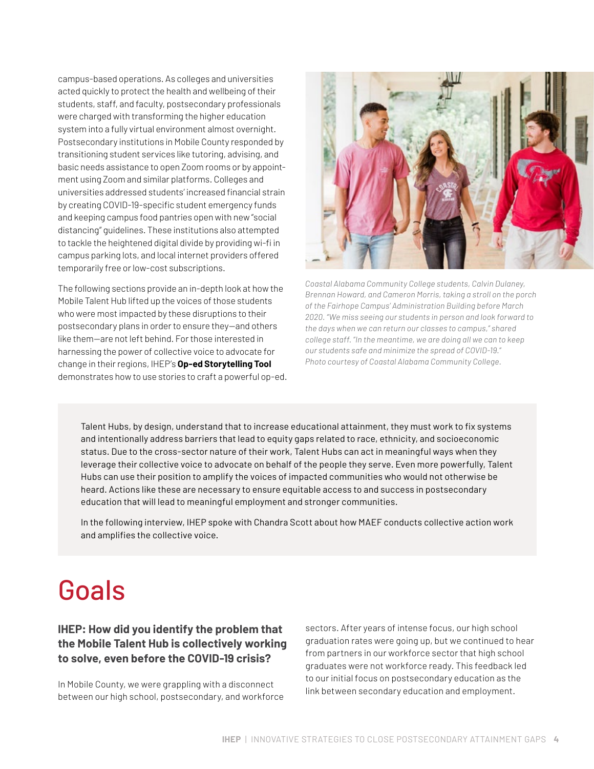campus-based operations. As colleges and universities acted quickly to protect the health and wellbeing of their students, staff, and faculty, postsecondary professionals were charged with transforming the higher education system into a fully virtual environment almost overnight. Postsecondary institutions in Mobile County responded by transitioning student services like tutoring, advising, and basic needs assistance to open Zoom rooms or by appointment using Zoom and similar platforms. Colleges and universities addressed students' increased financial strain by creating COVID-19-specific student emergency funds and keeping campus food pantries open with new "social distancing" guidelines. These institutions also attempted to tackle the heightened digital divide by providing wi-fi in campus parking lots, and local internet providers offered temporarily free or low-cost subscriptions.

The following sections provide an in-depth look at how the Mobile Talent Hub lifted up the voices of those students who were most impacted by these disruptions to their postsecondary plans in order to ensure they—and others like them—are not left behind. For those interested in harnessing the power of collective voice to advocate for change in their regions, IHEP's **Op-ed Storytelling Tool** demonstrates how to use stories to craft a powerful op-ed.

*Coastal Alabama Community College students, Calvin Dulaney, Brennan Howard, and Cameron Morris, taking a stroll on the porch of the Fairhope Campus' Administration Building before March 2020. "We miss seeing our students in person and look forward to the days when we can return our classes to campus," shared college staff. "In the meantime, we are doing all we can to keep our students safe and minimize the spread of COVID-19." Photo courtesy of Coastal Alabama Community College.*

Talent Hubs, by design, understand that to increase educational attainment, they must work to fix systems and intentionally address barriers that lead to equity gaps related to race, ethnicity, and socioeconomic status. Due to the cross-sector nature of their work, Talent Hubs can act in meaningful ways when they leverage their collective voice to advocate on behalf of the people they serve. Even more powerfully, Talent Hubs can use their position to amplify the voices of impacted communities who would not otherwise be heard. Actions like these are necessary to ensure equitable access to and success in postsecondary education that will lead to meaningful employment and stronger communities.

In the following interview, IHEP spoke with Chandra Scott about how MAEF conducts collective action work and amplifies the collective voice.

# Goals

**IHEP: How did you identify the problem that the Mobile Talent Hub is collectively working to solve, even before the COVID-19 crisis?**

In Mobile County, we were grappling with a disconnect between our high school, postsecondary, and workforce sectors. After years of intense focus, our high school graduation rates were going up, but we continued to hear from partners in our workforce sector that high school graduates were not workforce ready. This feedback led to our initial focus on postsecondary education as the link between secondary education and employment.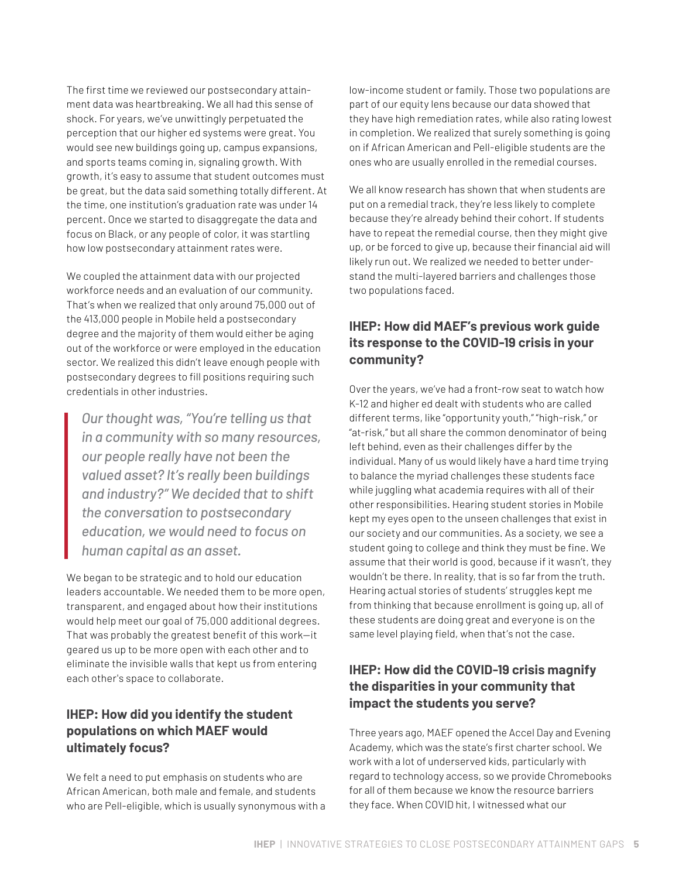The first time we reviewed our postsecondary attainment data was heartbreaking. We all had this sense of shock. For years, we've unwittingly perpetuated the perception that our higher ed systems were great. You would see new buildings going up, campus expansions, and sports teams coming in, signaling growth. With growth, it's easy to assume that student outcomes must be great, but the data said something totally different. At the time, one institution's graduation rate was under 14 percent. Once we started to disaggregate the data and focus on Black, or any people of color, it was startling how low postsecondary attainment rates were.

We coupled the attainment data with our projected workforce needs and an evaluation of our community. That's when we realized that only around 75,000 out of the 413,000 people in Mobile held a postsecondary degree and the majority of them would either be aging out of the workforce or were employed in the education sector. We realized this didn't leave enough people with postsecondary degrees to fill positions requiring such credentials in other industries.

> *Our thought was, "You're telling us that in a community with so many resources, our people really have not been the valued asset? It's really been buildings and industry?" We decided that to shift the conversation to postsecondary education, we would need to focus on human capital as an asset.*

We began to be strategic and to hold our education leaders accountable. We needed them to be more open, transparent, and engaged about how their institutions would help meet our goal of 75,000 additional degrees. That was probably the greatest benefit of this work—it geared us up to be more open with each other and to eliminate the invisible walls that kept us from entering each other's space to collaborate.

### IHEP: How did you identify the student populations on which MAEF would ultimately focus?

We felt a need to put emphasis on students who are African American, both male and female, and students who are Pell-eligible, which is usually synonymous with a low-income student or family. Those two populations are part of our equity lens because our data showed that they have high remediation rates, while also rating lowest in completion. We realized that surely something is going on if African American and Pell-eligible students are the ones who are usually enrolled in the remedial courses.

We all know research has shown that when students are put on a remedial track, they're less likely to complete because they're already behind their cohort. If students have to repeat the remedial course, then they might give up, or be forced to give up, because their financial aid will likely run out. We realized we needed to better understand the multi-layered barriers and challenges those two populations faced.

### IHEP: How did MAEF's previous work guide its response to the COVID-19 crisis in your community?

Over the years, we've had a front-row seat to watch how K-12 and higher ed dealt with students who are called different terms, like "opportunity youth," "high-risk," or "at-risk," but all share the common denominator of being left behind, even as their challenges differ by the individual. Many of us would likely have a hard time trying to balance the myriad challenges these students face while juggling what academia requires with all of their other responsibilities. Hearing student stories in Mobile kept my eyes open to the unseen challenges that exist in our society and our communities. As a society, we see a student going to college and think they must be fine. We assume that their world is good, because if it wasn't, they wouldn't be there. In reality, that is so far from the truth. Hearing actual stories of students' struggles kept me from thinking that because enrollment is going up, all of these students are doing great and everyone is on the same level playing field, when that's not the case.

### IHEP: How did the COVID-19 crisis magnify the disparities in your community that impact the students you serve?

Three years ago, MAEF opened the Accel Day and Evening Academy, which was the state's first charter school. We work with a lot of underserved kids, particularly with regard to technology access, so we provide Chromebooks for all of them because we know the resource barriers they face. When COVID hit, I witnessed what our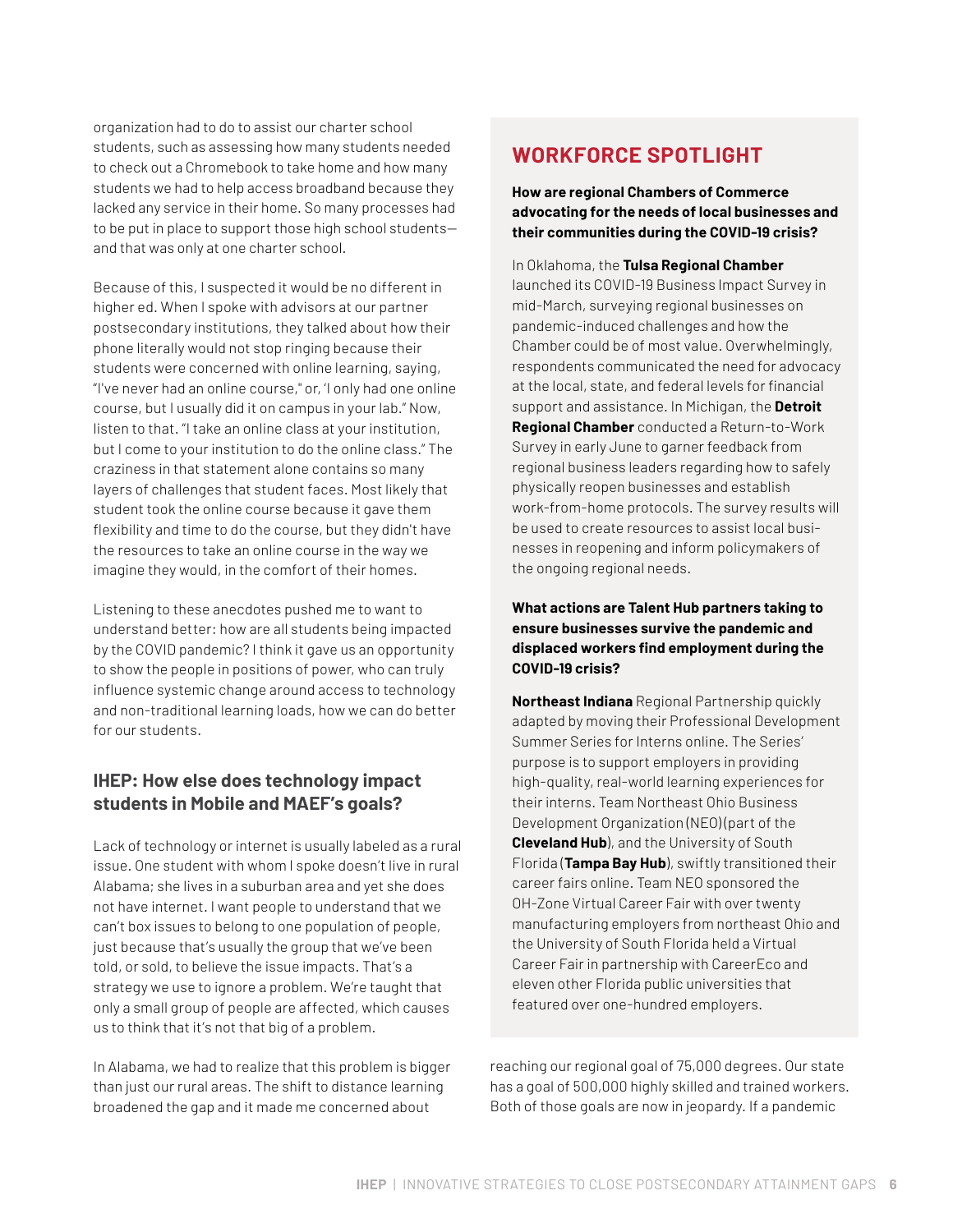organization had to do to assist our charter school students, such as assessing how many students needed to check out a Chromebook to take home and how many students we had to help access broadband because they lacked any service in their home. So many processes had to be put in place to support those high school students—and that was only at one charter school.

Because of this, I suspected it would be no different in higher ed. When I spoke with advisors at our partner postsecondary institutions, they talked about how their phone literally would not stop ringing because their students were concerned with online learning, saying, "I've never had an online course," or, 'I only had one online course, but I usually did it on campus in your lab." Now, listen to that. "I take an online class at your institution, but I come to your institution to do the online class." The craziness in that statement alone contains so many layers of challenges that student faces. Most likely that student took the online course because it gave them flexibility and time to do the course, but they didn't have the resources to take an online course in the way we imagine they would, in the comfort of their homes.

Listening to these anecdotes pushed me to want to understand better: how are all students being impacted by the COVID pandemic? I think it gave us an opportunity to show the people in positions of power, who can truly influence systemic change around access to technology and non-traditional learning loads, how we can do better for our students.

### IHEP: How else does technology impact students in Mobile and MAEF's goals?

Lack of technology or internet is usually labeled as a rural issue. One student with whom I spoke doesn't live in rural Alabama; she lives in a suburban area and yet she does not have internet. I want people to understand that we can't box issues to belong to one population of people, just because that's usually the group that we've been told, or sold, to believe the issue impacts. That's a strategy we use to ignore a problem. We're taught that only a small group of people are affected, which causes us to think that it's not that big of a problem.

In Alabama, we had to realize that this problem is bigger than just our rural areas. The shift to distance learning broadened the gap and it made me concerned about reaching our regional goal of 75,000 degrees. Our state has a goal of 500,000 highly skilled and trained workers. Both of those goals are now in jeopardy. If a pandemic

## WORKFORCE SPOTLIGHT

**How are regional Chambers of Commerce advocating for the needs of local businesses and their communities during the COVID-19 crisis?**

In Oklahoma, the **Tulsa Regional Chamber** launched its COVID-19 Business Impact Survey in mid-March, surveying regional businesses on pandemic-induced challenges and how the Chamber could be of most value. Overwhelmingly, respondents communicated the need for advocacy at the local, state, and federal levels for financial support and assistance. In Michigan, the **Detroit Regional Chamber** conducted a Return-to-Work Survey in early June to garner feedback from regional business leaders regarding how to safely physically reopen businesses and establish work-from-home protocols. The survey results will be used to create resources to assist local businesses in reopening and inform policymakers of the ongoing regional needs.

**What actions are Talent Hub partners taking to ensure businesses survive the pandemic and displaced workers find employment during the COVID-19 crisis?**

**Northeast Indiana** Regional Partnership quickly adapted by moving their Professional Development Summer Series for Interns online. The Series' purpose is to support employers in providing high-quality, real-world learning experiences for their interns. Team Northeast Ohio Business Development Organization (NEO) (part of the **Cleveland Hub**), and the University of South Florida (**Tampa Bay Hub**), swiftly transitioned their career fairs online. Team NEO sponsored the OH-Zone Virtual Career Fair with over twenty manufacturing employers from northeast Ohio and the University of South Florida held a Virtual Career Fair in partnership with CareerEco and eleven other Florida public universities that featured over one-hundred employers.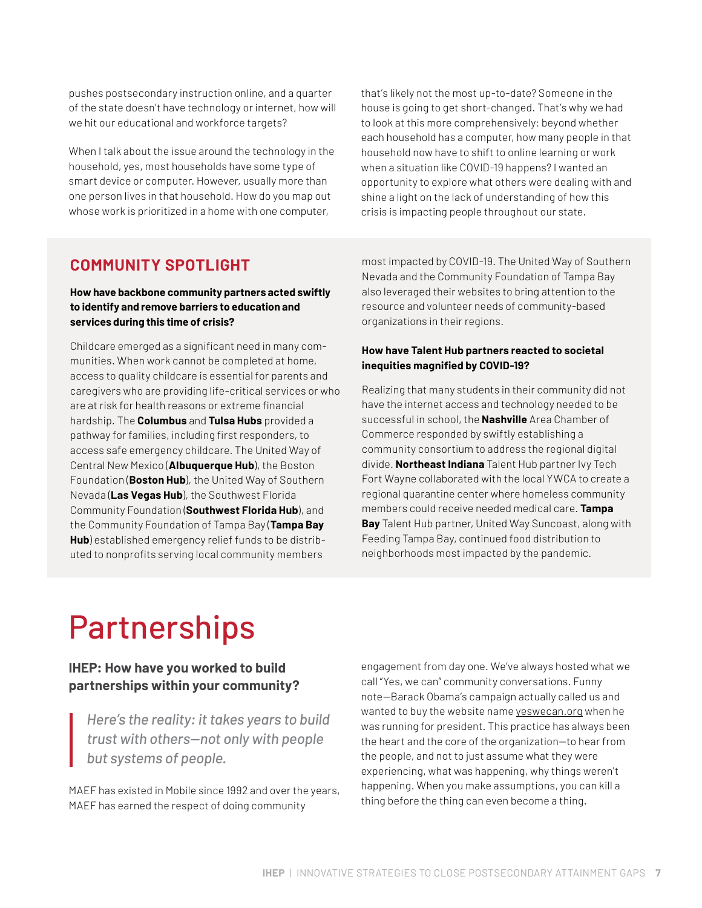pushes postsecondary instruction online, and a quarter of the state doesn't have technology or internet, how will we hit our educational and workforce targets?

When I talk about the issue around the technology in the household, yes, most households have some type of smart device or computer. However, usually more than one person lives in that household. How do you map out whose work is prioritized in a home with one computer, that's likely not the most up-to-date? Someone in the house is going to get short-changed. That's why we had to look at this more comprehensively; beyond whether each household has a computer, how many people in that household now have to shift to online learning or work when a situation like COVID-19 happens? I wanted an opportunity to explore what others were dealing with and shine a light on the lack of understanding of how this crisis is impacting people throughout our state.

## COMMUNITY SPOTLIGHT

**How have backbone community partners acted swiftly to identify and remove barriers to education and services during this time of crisis?**

Childcare emerged as a significant need in many communities. When work cannot be completed at home, access to quality childcare is essential for parents and caregivers who are providing life-critical services or who are at risk for health reasons or extreme financial hardship. The **Columbus** and **Tulsa Hubs** provided a pathway for families, including first responders, to access safe emergency childcare. The United Way of Central New Mexico (**Albuquerque Hub**), the Boston Foundation (**Boston Hub**), the United Way of Southern Nevada (**Las Vegas Hub**), the Southwest Florida Community Foundation (**Southwest Florida Hub**), and the Community Foundation of Tampa Bay (**Tampa Bay Hub**) established emergency relief funds to be distributed to nonprofits serving local community members most impacted by COVID-19. The United Way of Southern Nevada and the Community Foundation of Tampa Bay also leveraged their websites to bring attention to the resource and volunteer needs of community-based organizations in their regions.

**How have Talent Hub partners reacted to societal inequities magnified by COVID-19?**

Realizing that many students in their community did not have the internet access and technology needed to be successful in school, the **Nashville** Area Chamber of Commerce responded by swiftly establishing a community consortium to address the regional digital divide. **Northeast Indiana** Talent Hub partner Ivy Tech Fort Wayne collaborated with the local YWCA to create a regional quarantine center where homeless community members could receive needed medical care. **Tampa Bay** Talent Hub partner, United Way Suncoast, along with Feeding Tampa Bay, continued food distribution to neighborhoods most impacted by the pandemic.

# Partnerships

### IHEP: How have you worked to build partnerships within your community?

> *Here's the reality: it takes years to build trust with others—not only with people but systems of people.*

MAEF has existed in Mobile since 1992 and over the years, MAEF has earned the respect of doing community engagement from day one. We've always hosted what we call "Yes, we can" community conversations. Funny note—Barack Obama's campaign actually called us and wanted to buy the website name yeswecan.org when he was running for president. This practice has always been the heart and the core of the organization—to hear from the people, and not to just assume what they were experiencing, what was happening, why things weren't happening. When you make assumptions, you can kill a thing before the thing can even become a thing.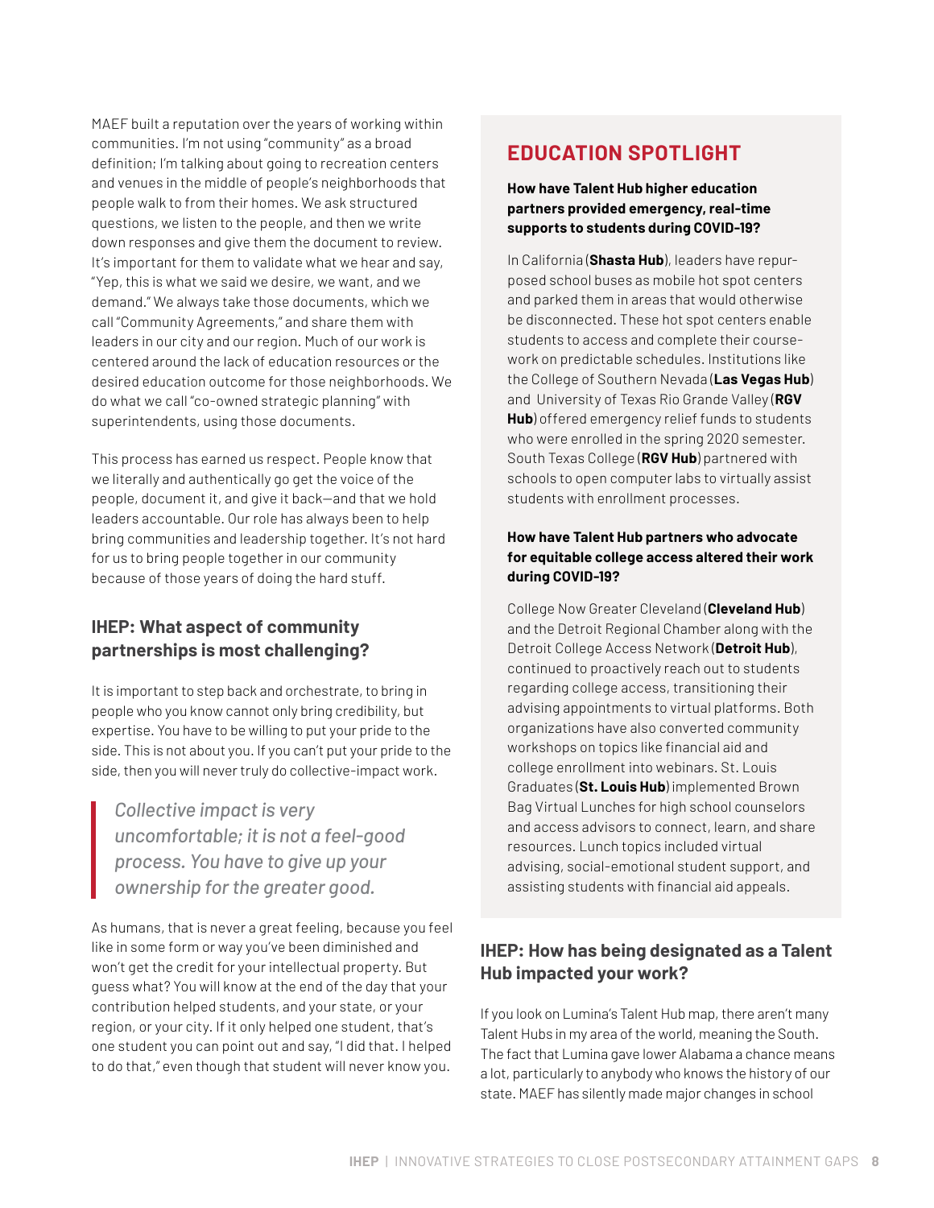MAEF built a reputation over the years of working within communities. I'm not using "community" as a broad definition; I'm talking about going to recreation centers and venues in the middle of people's neighborhoods that people walk to from their homes. We ask structured questions, we listen to the people, and then we write down responses and give them the document to review. It's important for them to validate what we hear and say, "Yep, this is what we said we desire, we want, and we demand." We always take those documents, which we call "Community Agreements," and share them with leaders in our city and our region. Much of our work is centered around the lack of education resources or the desired education outcome for those neighborhoods. We do what we call "co-owned strategic planning" with superintendents, using those documents.

This process has earned us respect. People know that we literally and authentically go get the voice of the people, document it, and give it back—and that we hold leaders accountable. Our role has always been to help bring communities and leadership together. It's not hard for us to bring people together in our community because of those years of doing the hard stuff.

### IHEP: What aspect of community partnerships is most challenging?

It is important to step back and orchestrate, to bring in people who you know cannot only bring credibility, but expertise. You have to be willing to put your pride to the side. This is not about you. If you can't put your pride to the side, then you will never truly do collective-impact work.

> *Collective impact is very uncomfortable; it is not a feel-good process. You have to give up your ownership for the greater good.*

As humans, that is never a great feeling, because you feel like in some form or way you've been diminished and won't get the credit for your intellectual property. But guess what? You will know at the end of the day that your contribution helped students, and your state, or your region, or your city. If it only helped one student, that's one student you can point out and say, "I did that. I helped to do that," even though that student will never know you.

## EDUCATION SPOTLIGHT

**How have Talent Hub higher education partners provided emergency, real-time supports to students during COVID-19?**

In California (**Shasta Hub**), leaders have repurposed school buses as mobile hot spot centers and parked them in areas that would otherwise be disconnected. These hot spot centers enable students to access and complete their coursework on predictable schedules. Institutions like the College of Southern Nevada (**Las Vegas Hub**) and University of Texas Rio Grande Valley (**RGV Hub**) offered emergency relief funds to students who were enrolled in the spring 2020 semester. South Texas College (**RGV Hub**) partnered with schools to open computer labs to virtually assist students with enrollment processes.

**How have Talent Hub partners who advocate for equitable college access altered their work during COVID-19?**

College Now Greater Cleveland (**Cleveland Hub**) and the Detroit Regional Chamber along with the Detroit College Access Network (**Detroit Hub**), continued to proactively reach out to students regarding college access, transitioning their advising appointments to virtual platforms. Both organizations have also converted community workshops on topics like financial aid and college enrollment into webinars. St. Louis Graduates (**St. Louis Hub**) implemented Brown Bag Virtual Lunches for high school counselors and access advisors to connect, learn, and share resources. Lunch topics included virtual advising, social-emotional student support, and assisting students with financial aid appeals.

### IHEP: How has being designated as a Talent Hub impacted your work?

If you look on Lumina's Talent Hub map, there aren't many Talent Hubs in my area of the world, meaning the South. The fact that Lumina gave lower Alabama a chance means a lot, particularly to anybody who knows the history of our state. MAEF has silently made major changes in school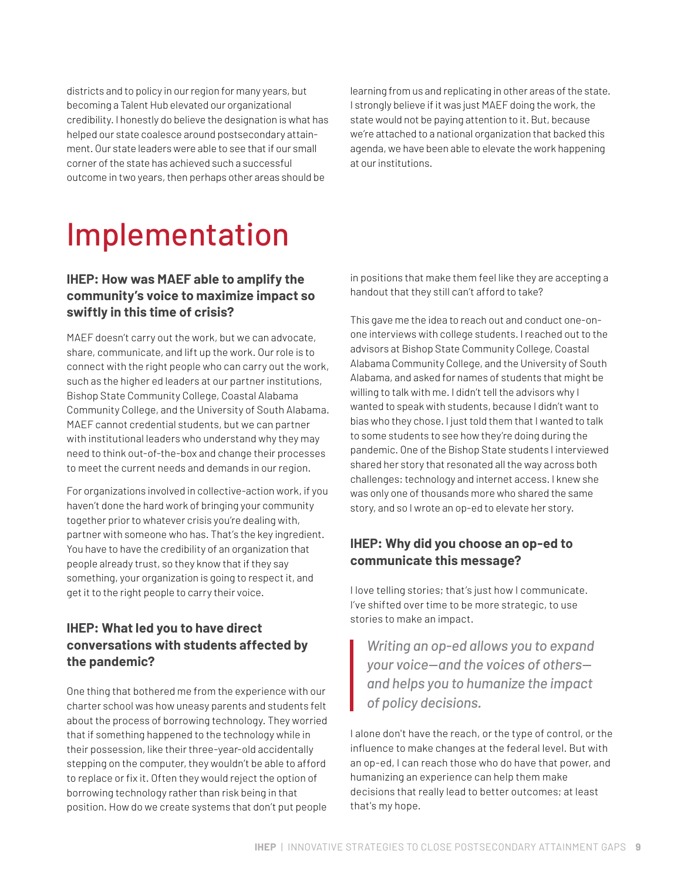districts and to policy in our region for many years, but becoming a Talent Hub elevated our organizational credibility. I honestly do believe the designation is what has helped our state coalesce around postsecondary attainment. Our state leaders were able to see that if our small corner of the state has achieved such a successful outcome in two years, then perhaps other areas should be learning from us and replicating in other areas of the state. I strongly believe if it was just MAEF doing the work, the state would not be paying attention to it. But, because we're attached to a national organization that backed this agenda, we have been able to elevate the work happening at our institutions.

# Implementation

### IHEP: How was MAEF able to amplify the community's voice to maximize impact so swiftly in this time of crisis?

MAEF doesn't carry out the work, but we can advocate, share, communicate, and lift up the work. Our role is to connect with the right people who can carry out the work, such as the higher ed leaders at our partner institutions, Bishop State Community College, Coastal Alabama Community College, and the University of South Alabama. MAEF cannot credential students, but we can partner with institutional leaders who understand why they may need to think out-of-the-box and change their processes to meet the current needs and demands in our region.

For organizations involved in collective-action work, if you haven't done the hard work of bringing your community together prior to whatever crisis you're dealing with, partner with someone who has. That's the key ingredient. You have to have the credibility of an organization that people already trust, so they know that if they say something, your organization is going to respect it, and get it to the right people to carry their voice.

### IHEP: What led you to have direct conversations with students affected by the pandemic?

One thing that bothered me from the experience with our charter school was how uneasy parents and students felt about the process of borrowing technology. They worried that if something happened to the technology while in their possession, like their three-year-old accidentally stepping on the computer, they wouldn't be able to afford to replace or fix it. Often they would reject the option of borrowing technology rather than risk being in that position. How do we create systems that don't put people in positions that make them feel like they are accepting a handout that they still can't afford to take?

This gave me the idea to reach out and conduct one-on-one interviews with college students. I reached out to the advisors at Bishop State Community College, Coastal Alabama Community College, and the University of South Alabama, and asked for names of students that might be willing to talk with me. I didn't tell the advisors why I wanted to speak with students, because I didn't want to bias who they chose. I just told them that I wanted to talk to some students to see how they're doing during the pandemic. One of the Bishop State students I interviewed shared her story that resonated all the way across both challenges: technology and internet access. I knew she was only one of thousands more who shared the same story, and so I wrote an op-ed to elevate her story.

### IHEP: Why did you choose an op-ed to communicate this message?

I love telling stories; that's just how I communicate. I've shifted over time to be more strategic, to use stories to make an impact.

> *Writing an op-ed allows you to expand your voice—and the voices of others—and helps you to humanize the impact of policy decisions.*

I alone don't have the reach, or the type of control, or the influence to make changes at the federal level. But with an op-ed, I can reach those who do have that power, and humanizing an experience can help them make decisions that really lead to better outcomes; at least that's my hope.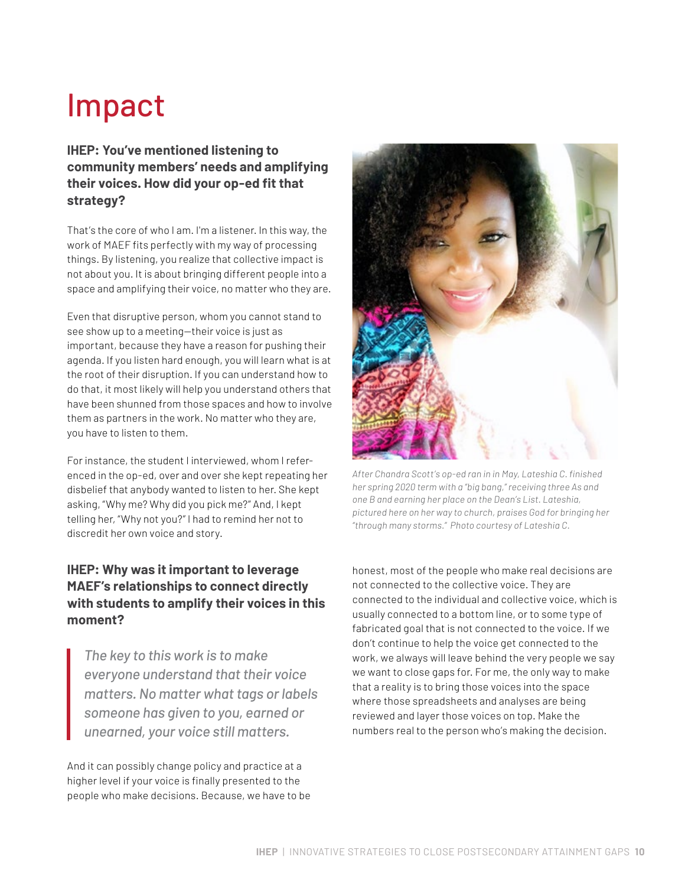# Impact

**IHEP: You've mentioned listening to community members' needs and amplifying their voices. How did your op-ed fit that strategy?**

That's the core of who I am. I'm a listener. In this way, the work of MAEF fits perfectly with my way of processing things. By listening, you realize that collective impact is not about you. It is about bringing different people into a space and amplifying their voice, no matter who they are.

Even that disruptive person, whom you cannot stand to see show up to a meeting—their voice is just as important, because they have a reason for pushing their agenda. If you listen hard enough, you will learn what is at the root of their disruption. If you can understand how to do that, it most likely will help you understand others that have been shunned from those spaces and how to involve them as partners in the work. No matter who they are, you have to listen to them.

For instance, the student I interviewed, whom I referenced in the op-ed, over and over she kept repeating her disbelief that anybody wanted to listen to her. She kept asking, "Why me? Why did you pick me?" And, I kept telling her, "Why not you?" I had to remind her not to discredit her own voice and story.

*After Chandra Scott's op-ed ran in in May, Lateshia C. finished her spring 2020 term with a "big bang," receiving three As and one B and earning her place on the Dean's List. Lateshia, pictured here on her way to church, praises God for bringing her "through many storms." Photo courtesy of Lateshia C.*

**IHEP: Why was it important to leverage MAEF's relationships to connect directly with students to amplify their voices in this moment?**

> *The key to this work is to make everyone understand that their voice matters. No matter what tags or labels someone has given to you, earned or unearned, your voice still matters.*

And it can possibly change policy and practice at a higher level if your voice is finally presented to the people who make decisions. Because, we have to be honest, most of the people who make real decisions are not connected to the collective voice. They are connected to the individual and collective voice, which is usually connected to a bottom line, or to some type of fabricated goal that is not connected to the voice. If we don't continue to help the voice get connected to the work, we always will leave behind the very people we say we want to close gaps for. For me, the only way to make that a reality is to bring those voices into the space where those spreadsheets and analyses are being reviewed and layer those voices on top. Make the numbers real to the person who's making the decision.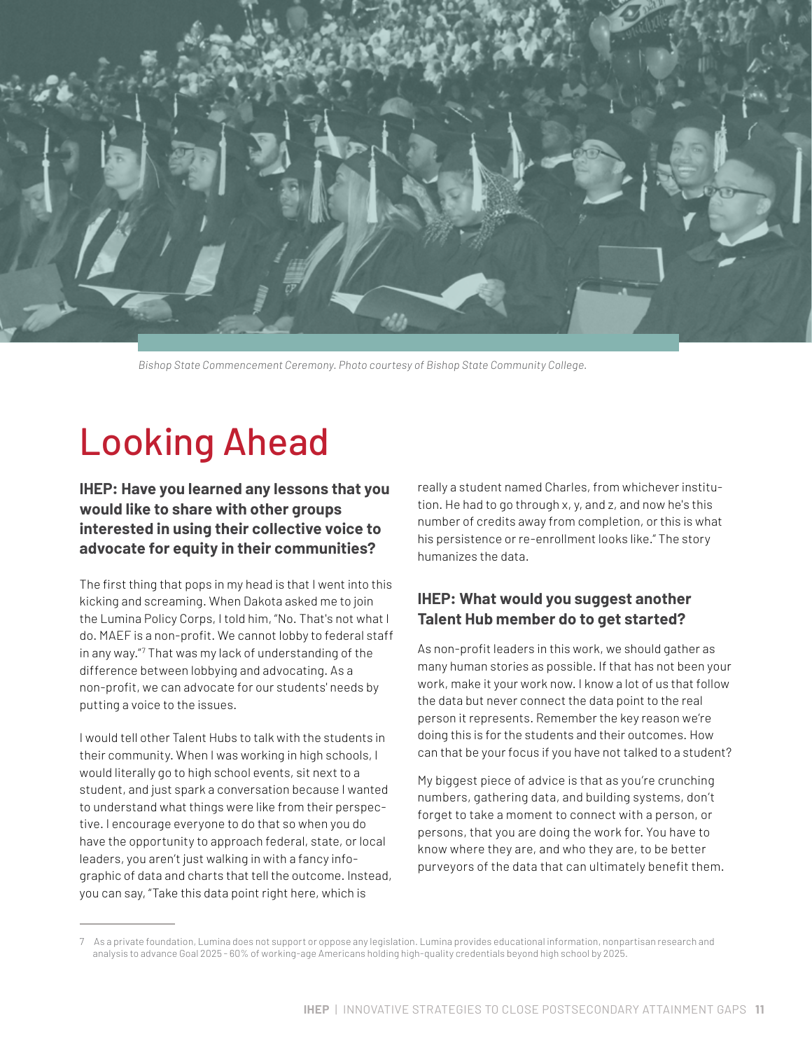*Bishop State Commencement Ceremony. Photo courtesy of Bishop State Community College.*

# Looking Ahead

**IHEP: Have you learned any lessons that you would like to share with other groups interested in using their collective voice to advocate for equity in their communities?**

The first thing that pops in my head is that I went into this kicking and screaming. When Dakota asked me to join the Lumina Policy Corps, I told him, "No. That's not what I do. MAEF is a non-profit. We cannot lobby to federal staff in any way."[7] That was my lack of understanding of the difference between lobbying and advocating. As a non-profit, we can advocate for our students' needs by putting a voice to the issues.

I would tell other Talent Hubs to talk with the students in their community. When I was working in high schools, I would literally go to high school events, sit next to a student, and just spark a conversation because I wanted to understand what things were like from their perspective. I encourage everyone to do that so when you do have the opportunity to approach federal, state, or local leaders, you aren't just walking in with a fancy infographic of data and charts that tell the outcome. Instead, you can say, "Take this data point right here, which is really a student named Charles, from whichever institution. He had to go through x, y, and z, and now he's this number of credits away from completion, or this is what his persistence or re-enrollment looks like." The story humanizes the data.

**IHEP: What would you suggest another Talent Hub member do to get started?**

As non-profit leaders in this work, we should gather as many human stories as possible. If that has not been your work, make it your work now. I know a lot of us that follow the data but never connect the data point to the real person it represents. Remember the key reason we're doing this is for the students and their outcomes. How can that be your focus if you have not talked to a student?

My biggest piece of advice is that as you're crunching numbers, gathering data, and building systems, don't forget to take a moment to connect with a person, or persons, that you are doing the work for. You have to know where they are, and who they are, to be better purveyors of the data that can ultimately benefit them.

---

7 As a private foundation, Lumina does not support or oppose any legislation. Lumina provides educational information, nonpartisan research and analysis to advance Goal 2025 - 60% of working-age Americans holding high-quality credentials beyond high school by 2025.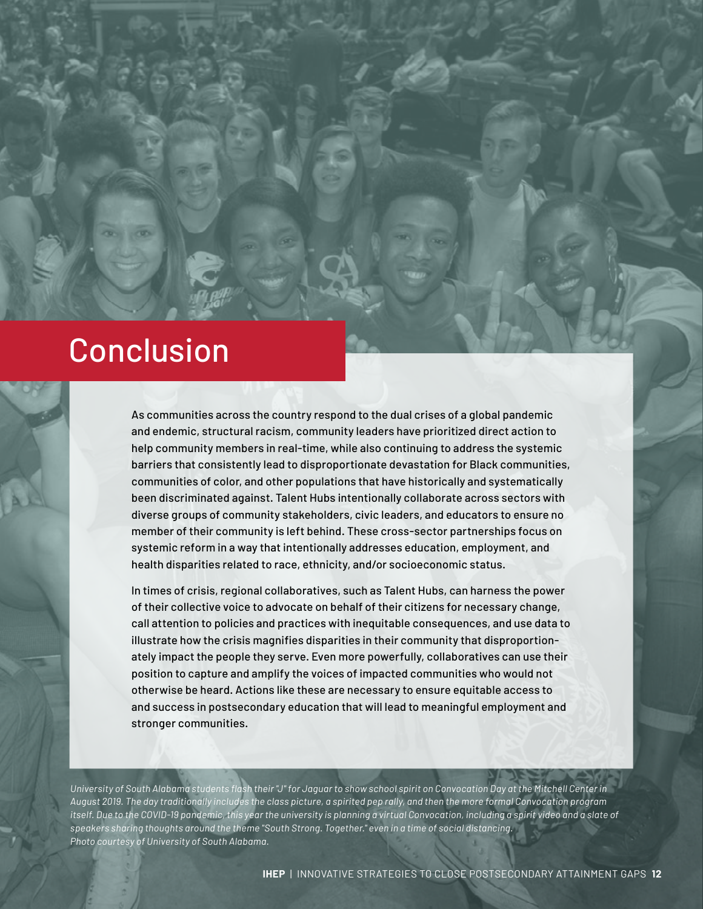# Conclusion

As communities across the country respond to the dual crises of a global pandemic and endemic, structural racism, community leaders have prioritized direct action to help community members in real-time, while also continuing to address the systemic barriers that consistently lead to disproportionate devastation for Black communities, communities of color, and other populations that have historically and systematically been discriminated against. Talent Hubs intentionally collaborate across sectors with diverse groups of community stakeholders, civic leaders, and educators to ensure no member of their community is left behind. These cross-sector partnerships focus on systemic reform in a way that intentionally addresses education, employment, and health disparities related to race, ethnicity, and/or socioeconomic status.

In times of crisis, regional collaboratives, such as Talent Hubs, can harness the power of their collective voice to advocate on behalf of their citizens for necessary change, call attention to policies and practices with inequitable consequences, and use data to illustrate how the crisis magnifies disparities in their community that disproportionately impact the people they serve. Even more powerfully, collaboratives can use their position to capture and amplify the voices of impacted communities who would not otherwise be heard. Actions like these are necessary to ensure equitable access to and success in postsecondary education that will lead to meaningful employment and stronger communities.

*University of South Alabama students flash their "J" for Jaguar to show school spirit on Convocation Day at the Mitchell Center in August 2019. The day traditionally includes the class picture, a spirited pep rally, and then the more formal Convocation program itself. Due to the COVID-19 pandemic, this year the university is planning a virtual Convocation, including a spirit video and a slate of speakers sharing thoughts around the theme "South Strong. Together." even in a time of social distancing. Photo courtesy of University of South Alabama.*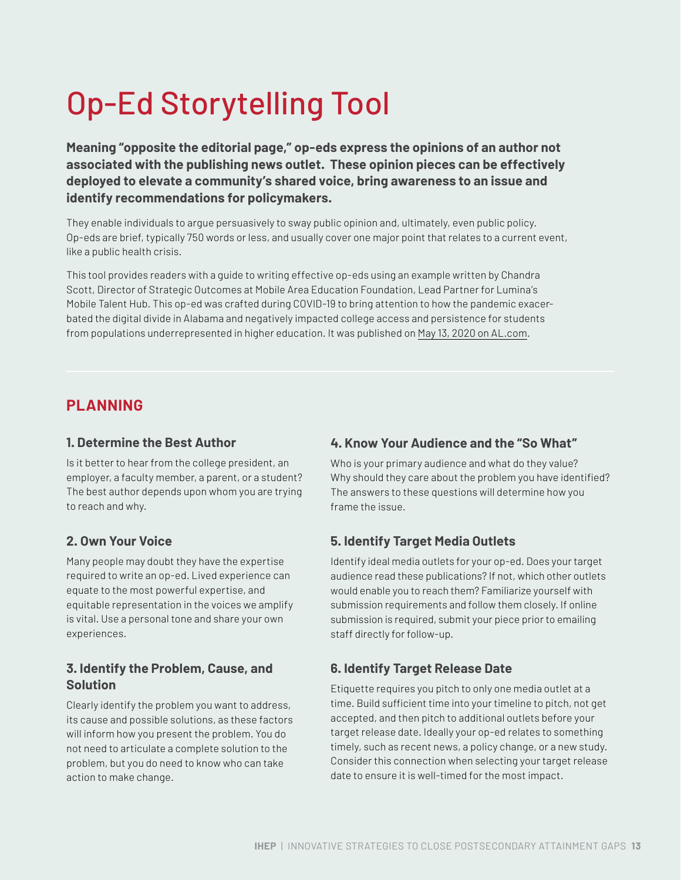# Op-Ed Storytelling Tool

**Meaning "opposite the editorial page," op-eds express the opinions of an author not associated with the publishing news outlet. These opinion pieces can be effectively deployed to elevate a community's shared voice, bring awareness to an issue and identify recommendations for policymakers.**

They enable individuals to argue persuasively to sway public opinion and, ultimately, even public policy. Op-eds are brief, typically 750 words or less, and usually cover one major point that relates to a current event, like a public health crisis.

This tool provides readers with a guide to writing effective op-eds using an example written by Chandra Scott, Director of Strategic Outcomes at Mobile Area Education Foundation, Lead Partner for Lumina's Mobile Talent Hub. This op-ed was crafted during COVID-19 to bring attention to how the pandemic exacerbated the digital divide in Alabama and negatively impacted college access and persistence for students from populations underrepresented in higher education. It was published on May 13, 2020 on AL.com.

## PLANNING

### 1. Determine the Best Author

Is it better to hear from the college president, an employer, a faculty member, a parent, or a student? The best author depends upon whom you are trying to reach and why.

### 2. Own Your Voice

Many people may doubt they have the expertise required to write an op-ed. Lived experience can equate to the most powerful expertise, and equitable representation in the voices we amplify is vital. Use a personal tone and share your own experiences.

### 3. Identify the Problem, Cause, and Solution

Clearly identify the problem you want to address, its cause and possible solutions, as these factors will inform how you present the problem. You do not need to articulate a complete solution to the problem, but you do need to know who can take action to make change.

### 4. Know Your Audience and the "So What"

Who is your primary audience and what do they value? Why should they care about the problem you have identified? The answers to these questions will determine how you frame the issue.

### 5. Identify Target Media Outlets

Identify ideal media outlets for your op-ed. Does your target audience read these publications? If not, which other outlets would enable you to reach them? Familiarize yourself with submission requirements and follow them closely. If online submission is required, submit your piece prior to emailing staff directly for follow-up.

### 6. Identify Target Release Date

Etiquette requires you pitch to only one media outlet at a time. Build sufficient time into your timeline to pitch, not get accepted, and then pitch to additional outlets before your target release date. Ideally your op-ed relates to something timely, such as recent news, a policy change, or a new study. Consider this connection when selecting your target release date to ensure it is well-timed for the most impact.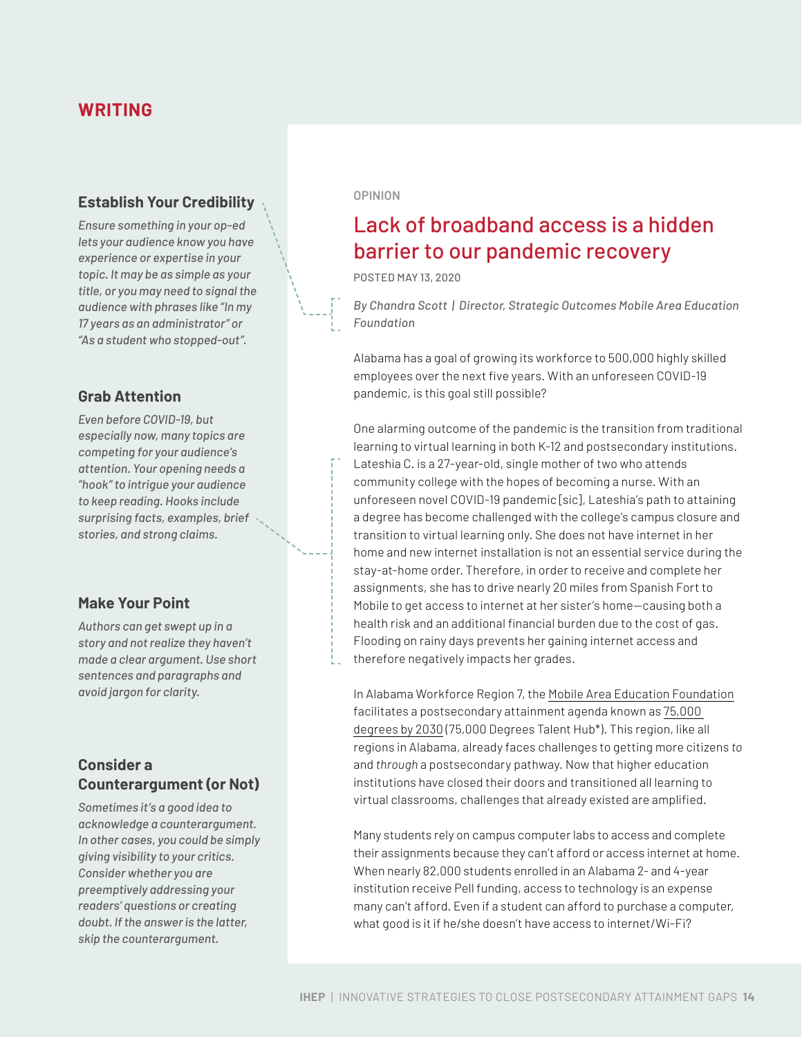# WRITING

### Establish Your Credibility

*Ensure something in your op-ed lets your audience know you have experience or expertise in your topic. It may be as simple as your title, or you may need to signal the audience with phrases like "In my 17 years as an administrator" or "As a student who stopped-out".*

### Grab Attention

*Even before COVID-19, but especially now, many topics are competing for your audience's attention. Your opening needs a "hook" to intrigue your audience to keep reading. Hooks include surprising facts, examples, brief stories, and strong claims.*

### Make Your Point

*Authors can get swept up in a story and not realize they haven't made a clear argument. Use short sentences and paragraphs and avoid jargon for clarity.*

### Consider a Counterargument (or Not)

*Sometimes it's a good idea to acknowledge a counterargument. In other cases, you could be simply giving visibility to your critics. Consider whether you are preemptively addressing your readers' questions or creating doubt. If the answer is the latter, skip the counterargument.*

---

OPINION

## Lack of broadband access is a hidden barrier to our pandemic recovery

POSTED MAY 13, 2020

*By Chandra Scott | Director, Strategic Outcomes Mobile Area Education Foundation*

Alabama has a goal of growing its workforce to 500,000 highly skilled employees over the next five years. With an unforeseen COVID-19 pandemic, is this goal still possible?

One alarming outcome of the pandemic is the transition from traditional learning to virtual learning in both K-12 and postsecondary institutions. Lateshia C. is a 27-year-old, single mother of two who attends community college with the hopes of becoming a nurse. With an unforeseen novel COVID-19 pandemic [sic], Lateshia's path to attaining a degree has become challenged with the college's campus closure and transition to virtual learning only. She does not have internet in her home and new internet installation is not an essential service during the stay-at-home order. Therefore, in order to receive and complete her assignments, she has to drive nearly 20 miles from Spanish Fort to Mobile to get access to internet at her sister's home—causing both a health risk and an additional financial burden due to the cost of gas. Flooding on rainy days prevents her gaining internet access and therefore negatively impacts her grades.

In Alabama Workforce Region 7, the Mobile Area Education Foundation facilitates a postsecondary attainment agenda known as 75,000 degrees by 2030 (75,000 Degrees Talent Hub*). This region, like all regions in Alabama, already faces challenges to getting more citizens *to* and *through* a postsecondary pathway. Now that higher education institutions have closed their doors and transitioned all learning to virtual classrooms, challenges that already existed are amplified.

Many students rely on campus computer labs to access and complete their assignments because they can't afford or access internet at home. When nearly 82,000 students enrolled in an Alabama 2- and 4-year institution receive Pell funding, access to technology is an expense many can't afford. Even if a student can afford to purchase a computer, what good is it if he/she doesn't have access to internet/Wi-Fi?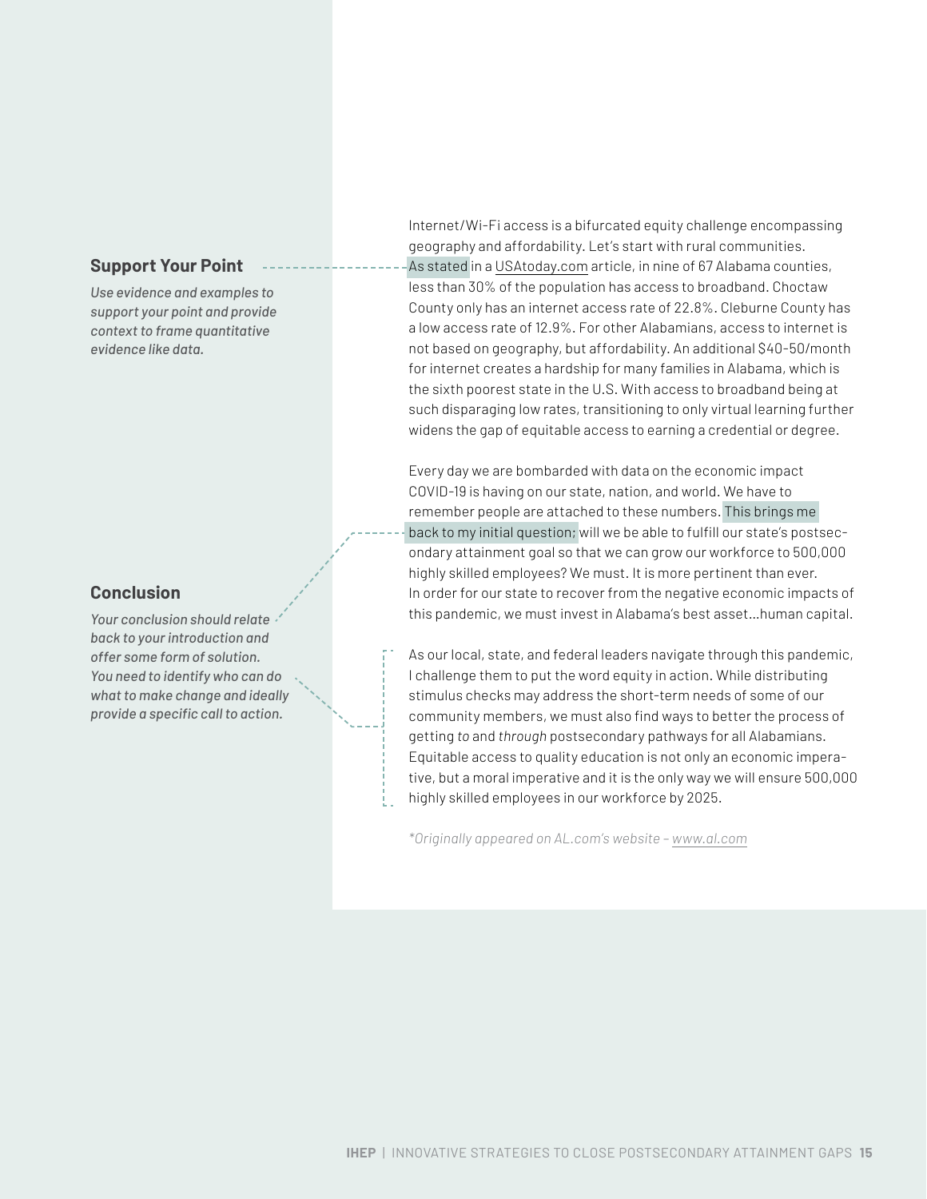### Support Your Point

*Use evidence and examples to support your point and provide context to frame quantitative evidence like data.*

Internet/Wi-Fi access is a bifurcated equity challenge encompassing geography and affordability. Let's start with rural communities. As stated in a USAtoday.com article, in nine of 67 Alabama counties, less than 30% of the population has access to broadband. Choctaw County only has an internet access rate of 22.8%. Cleburne County has a low access rate of 12.9%. For other Alabamians, access to internet is not based on geography, but affordability. An additional $40-50/month for internet creates a hardship for many families in Alabama, which is the sixth poorest state in the U.S. With access to broadband being at such disparaging low rates, transitioning to only virtual learning further widens the gap of equitable access to earning a credential or degree.

### Conclusion

*Your conclusion should relate back to your introduction and offer some form of solution. You need to identify who can do what to make change and ideally provide a specific call to action.*

Every day we are bombarded with data on the economic impact COVID-19 is having on our state, nation, and world. We have to remember people are attached to these numbers. This brings me back to my initial question; will we be able to fulfill our state's postsecondary attainment goal so that we can grow our workforce to 500,000 highly skilled employees? We must. It is more pertinent than ever. In order for our state to recover from the negative economic impacts of this pandemic, we must invest in Alabama's best asset...human capital.

As our local, state, and federal leaders navigate through this pandemic, I challenge them to put the word equity in action. While distributing stimulus checks may address the short-term needs of some of our community members, we must also find ways to better the process of getting *to* and *through* postsecondary pathways for all Alabamians. Equitable access to quality education is not only an economic imperative, but a moral imperative and it is the only way we will ensure 500,000 highly skilled employees in our workforce by 2025.

*\*Originally appeared on AL.com's website – www.al.com*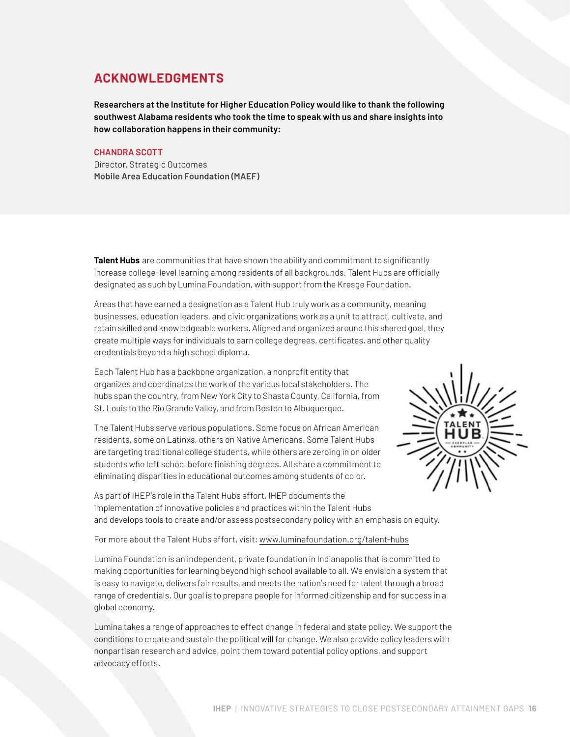## ACKNOWLEDGMENTS

**Researchers at the Institute for Higher Education Policy would like to thank the following southwest Alabama residents who took the time to speak with us and share insights into how collaboration happens in their community:**

**CHANDRA SCOTT**
Director, Strategic Outcomes
**Mobile Area Education Foundation (MAEF)**

**Talent Hubs** are communities that have shown the ability and commitment to significantly increase college-level learning among residents of all backgrounds. Talent Hubs are officially designated as such by Lumina Foundation, with support from the Kresge Foundation.

Areas that have earned a designation as a Talent Hub truly work as a community, meaning businesses, education leaders, and civic organizations work as a unit to attract, cultivate, and retain skilled and knowledgeable workers. Aligned and organized around this shared goal, they create multiple ways for individuals to earn college degrees, certificates, and other quality credentials beyond a high school diploma.

Each Talent Hub has a backbone organization, a nonprofit entity that organizes and coordinates the work of the various local stakeholders. The hubs span the country, from New York City to Shasta County, California, from St. Louis to the Rio Grande Valley, and from Boston to Albuquerque.

The Talent Hubs serve various populations. Some focus on African American residents, some on Latinxs, others on Native Americans. Some Talent Hubs are targeting traditional college students, while others are zeroing in on older students who left school before finishing degrees. All share a commitment to eliminating disparities in educational outcomes among students of color.

As part of IHEP's role in the Talent Hubs effort, IHEP documents the implementation of innovative policies and practices within the Talent Hubs and develops tools to create and/or assess postsecondary policy with an emphasis on equity.

For more about the Talent Hubs effort, visit: www.luminafoundation.org/talent-hubs

Lumina Foundation is an independent, private foundation in Indianapolis that is committed to making opportunities for learning beyond high school available to all. We envision a system that is easy to navigate, delivers fair results, and meets the nation's need for talent through a broad range of credentials. Our goal is to prepare people for informed citizenship and for success in a global economy.

Lumina takes a range of approaches to effect change in federal and state policy. We support the conditions to create and sustain the political will for change. We also provide policy leaders with nonpartisan research and advice, point them toward potential policy options, and support advocacy efforts.